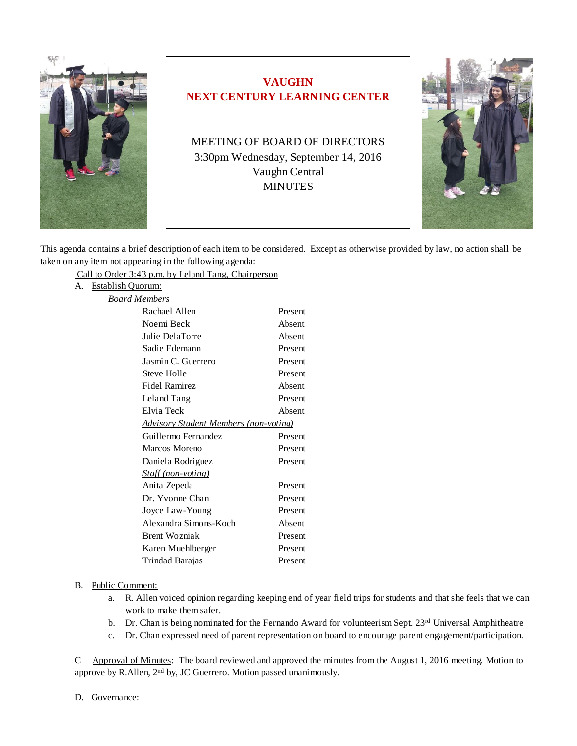# VAUGHN NEXT CENTURY LEARNING CENTER

MEETING OF BOARD OF DIRECTORS
3:30pm Wednesday, September 14, 2016
Vaughn Central
MINUTES

This agenda contains a brief description of each item to be considered. Except as otherwise provided by law, no action shall be taken on any item not appearing in the following agenda:

Call to Order 3:43 p.m. by Leland Tang, Chairperson

A. Establish Quorum:

*Board Members*

| | |
|---|---|
| Rachael Allen | Present |
| Noemi Beck | Absent |
| Julie DelaTorre | Absent |
| Sadie Edemann | Present |
| Jasmin C. Guerrero | Present |
| Steve Holle | Present |
| Fidel Ramirez | Absent |
| Leland Tang | Present |
| Elvia Teck | Absent |
| *Advisory Student Members (non-voting)* | |
| Guillermo Fernandez | Present |
| Marcos Moreno | Present |
| Daniela Rodriguez | Present |
| *Staff (non-voting)* | |
| Anita Zepeda | Present |
| Dr. Yvonne Chan | Present |
| Joyce Law-Young | Present |
| Alexandra Simons-Koch | Absent |
| Brent Wozniak | Present |
| Karen Muehlberger | Present |
| Trindad Barajas | Present |

B. Public Comment:

a. R. Allen voiced opinion regarding keeping end of year field trips for students and that she feels that we can work to make them safer.
b. Dr. Chan is being nominated for the Fernando Award for volunteerism Sept. 23rd Universal Amphitheatre
c. Dr. Chan expressed need of parent representation on board to encourage parent engagement/participation.

C Approval of Minutes: The board reviewed and approved the minutes from the August 1, 2016 meeting. Motion to approve by R.Allen, 2nd by, JC Guerrero. Motion passed unanimously.

D. Governance: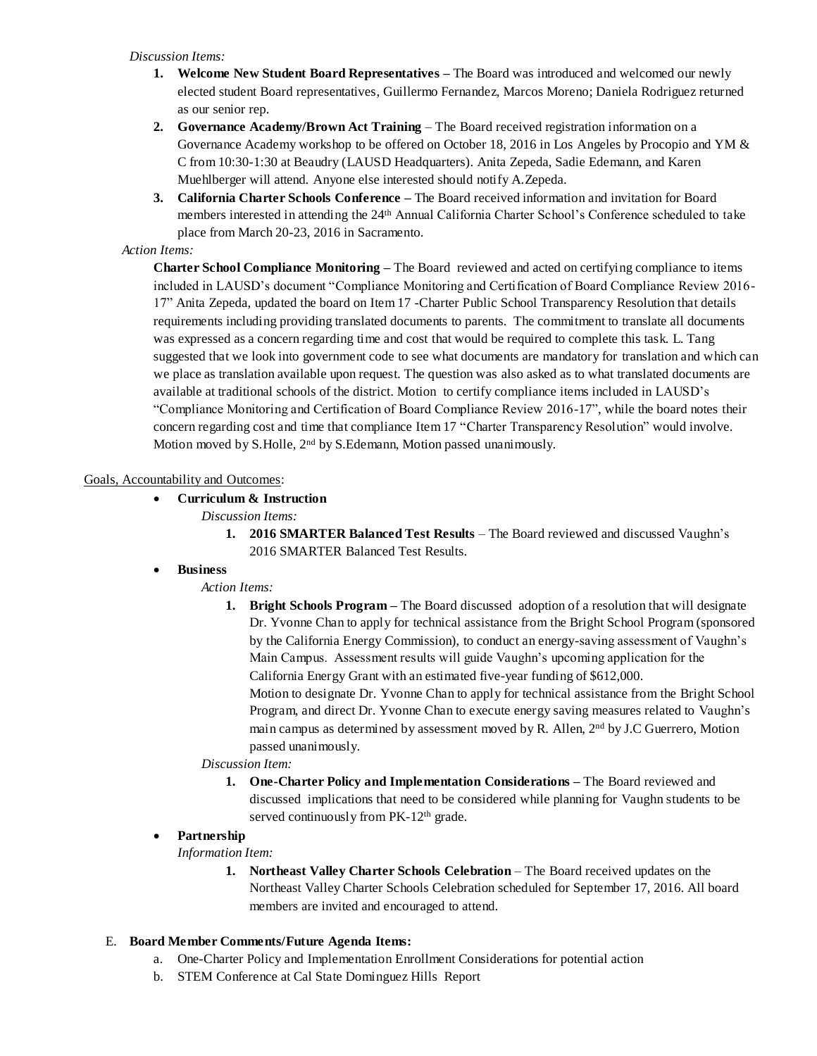*Discussion Items:*

1. **Welcome New Student Board Representatives –** The Board was introduced and welcomed our newly elected student Board representatives, Guillermo Fernandez, Marcos Moreno; Daniela Rodriguez returned as our senior rep.
2. **Governance Academy/Brown Act Training** – The Board received registration information on a Governance Academy workshop to be offered on October 18, 2016 in Los Angeles by Procopio and YM & C from 10:30-1:30 at Beaudry (LAUSD Headquarters). Anita Zepeda, Sadie Edemann, and Karen Muehlberger will attend. Anyone else interested should notify A.Zepeda.
3. **California Charter Schools Conference –** The Board received information and invitation for Board members interested in attending the 24th Annual California Charter School's Conference scheduled to take place from March 20-23, 2016 in Sacramento.

*Action Items:*

**Charter School Compliance Monitoring –** The Board reviewed and acted on certifying compliance to items included in LAUSD's document "Compliance Monitoring and Certification of Board Compliance Review 2016-17" Anita Zepeda, updated the board on Item 17 -Charter Public School Transparency Resolution that details requirements including providing translated documents to parents. The commitment to translate all documents was expressed as a concern regarding time and cost that would be required to complete this task. L. Tang suggested that we look into government code to see what documents are mandatory for translation and which can we place as translation available upon request. The question was also asked as to what translated documents are available at traditional schools of the district. Motion to certify compliance items included in LAUSD's "Compliance Monitoring and Certification of Board Compliance Review 2016-17", while the board notes their concern regarding cost and time that compliance Item 17 "Charter Transparency Resolution" would involve. Motion moved by S.Holle, 2nd by S.Edemann, Motion passed unanimously.

Goals, Accountability and Outcomes:

- **Curriculum & Instruction**

  *Discussion Items:*

  1. **2016 SMARTER Balanced Test Results** – The Board reviewed and discussed Vaughn's 2016 SMARTER Balanced Test Results.

- **Business**

  *Action Items:*

  1. **Bright Schools Program –** The Board discussed adoption of a resolution that will designate Dr. Yvonne Chan to apply for technical assistance from the Bright School Program (sponsored by the California Energy Commission), to conduct an energy-saving assessment of Vaughn's Main Campus. Assessment results will guide Vaughn's upcoming application for the California Energy Grant with an estimated five-year funding of $612,000.
     Motion to designate Dr. Yvonne Chan to apply for technical assistance from the Bright School Program, and direct Dr. Yvonne Chan to execute energy saving measures related to Vaughn's main campus as determined by assessment moved by R. Allen, 2nd by J.C Guerrero, Motion passed unanimously.

  *Discussion Item:*

  1. **One-Charter Policy and Implementation Considerations –** The Board reviewed and discussed implications that need to be considered while planning for Vaughn students to be served continuously from PK-12th grade.

- **Partnership**

  *Information Item:*

  1. **Northeast Valley Charter Schools Celebration** – The Board received updates on the Northeast Valley Charter Schools Celebration scheduled for September 17, 2016. All board members are invited and encouraged to attend.

E. **Board Member Comments/Future Agenda Items:**

   a. One-Charter Policy and Implementation Enrollment Considerations for potential action
   b. STEM Conference at Cal State Dominguez Hills Report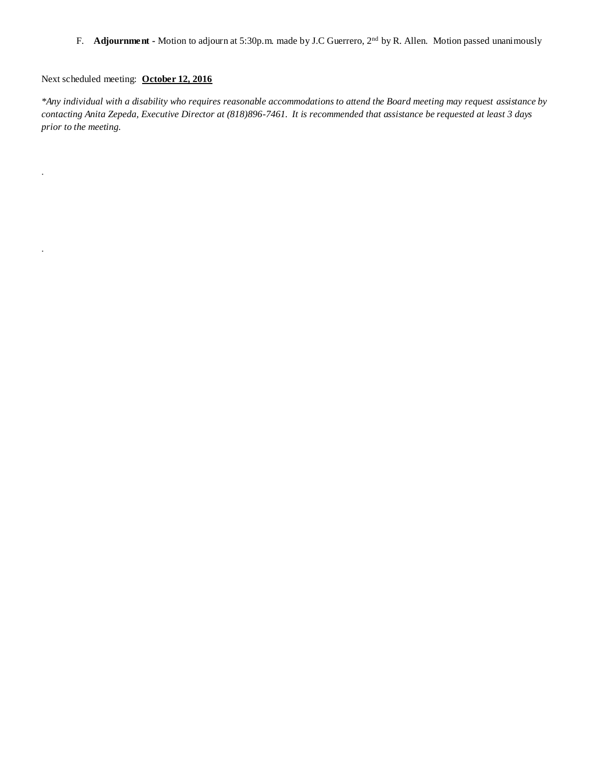F. **Adjournment -** Motion to adjourn at 5:30p.m. made by J.C Guerrero, 2nd by R. Allen. Motion passed unanimously

Next scheduled meeting: **October 12, 2016**

*\*Any individual with a disability who requires reasonable accommodations to attend the Board meeting may request assistance by contacting Anita Zepeda, Executive Director at (818)896-7461. It is recommended that assistance be requested at least 3 days prior to the meeting.*

.

.